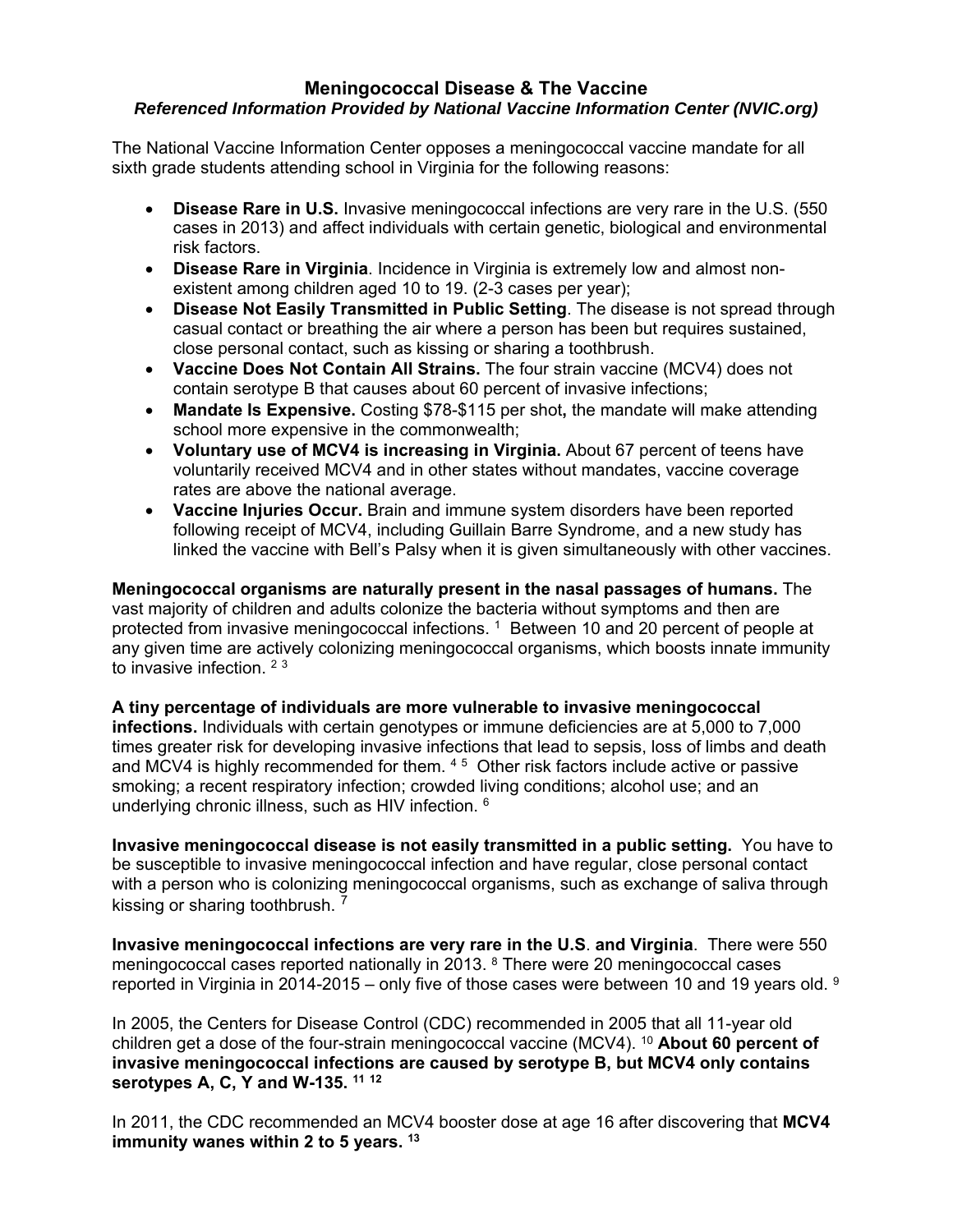# Meningococcal Disease & The Vaccine

***Referenced Information Provided by National Vaccine Information Center (NVIC.org)***

The National Vaccine Information Center opposes a meningococcal vaccine mandate for all sixth grade students attending school in Virginia for the following reasons:

- **Disease Rare in U.S.** Invasive meningococcal infections are very rare in the U.S. (550 cases in 2013) and affect individuals with certain genetic, biological and environmental risk factors.
- **Disease Rare in Virginia**. Incidence in Virginia is extremely low and almost non-existent among children aged 10 to 19. (2-3 cases per year);
- **Disease Not Easily Transmitted in Public Setting**. The disease is not spread through casual contact or breathing the air where a person has been but requires sustained, close personal contact, such as kissing or sharing a toothbrush.
- **Vaccine Does Not Contain All Strains.** The four strain vaccine (MCV4) does not contain serotype B that causes about 60 percent of invasive infections;
- **Mandate Is Expensive.** Costing $78-$115 per shot**,** the mandate will make attending school more expensive in the commonwealth;
- **Voluntary use of MCV4 is increasing in Virginia.** About 67 percent of teens have voluntarily received MCV4 and in other states without mandates, vaccine coverage rates are above the national average.
- **Vaccine Injuries Occur.** Brain and immune system disorders have been reported following receipt of MCV4, including Guillain Barre Syndrome, and a new study has linked the vaccine with Bell's Palsy when it is given simultaneously with other vaccines.

**Meningococcal organisms are naturally present in the nasal passages of humans.** The vast majority of children and adults colonize the bacteria without symptoms and then are protected from invasive meningococcal infections. [1] Between 10 and 20 percent of people at any given time are actively colonizing meningococcal organisms, which boosts innate immunity to invasive infection. [2 3]

**A tiny percentage of individuals are more vulnerable to invasive meningococcal infections.** Individuals with certain genotypes or immune deficiencies are at 5,000 to 7,000 times greater risk for developing invasive infections that lead to sepsis, loss of limbs and death and MCV4 is highly recommended for them. [4 5] Other risk factors include active or passive smoking; a recent respiratory infection; crowded living conditions; alcohol use; and an underlying chronic illness, such as HIV infection. [6]

**Invasive meningococcal disease is not easily transmitted in a public setting.** You have to be susceptible to invasive meningococcal infection and have regular, close personal contact with a person who is colonizing meningococcal organisms, such as exchange of saliva through kissing or sharing toothbrush. [7]

**Invasive meningococcal infections are very rare in the U.S**. **and Virginia**. There were 550 meningococcal cases reported nationally in 2013. [8] There were 20 meningococcal cases reported in Virginia in 2014-2015 – only five of those cases were between 10 and 19 years old. [9]

In 2005, the Centers for Disease Control (CDC) recommended in 2005 that all 11-year old children get a dose of the four-strain meningococcal vaccine (MCV4). [10] **About 60 percent of invasive meningococcal infections are caused by serotype B, but MCV4 only contains serotypes A, C, Y and W-135. [11 12]**

In 2011, the CDC recommended an MCV4 booster dose at age 16 after discovering that **MCV4 immunity wanes within 2 to 5 years. [13]**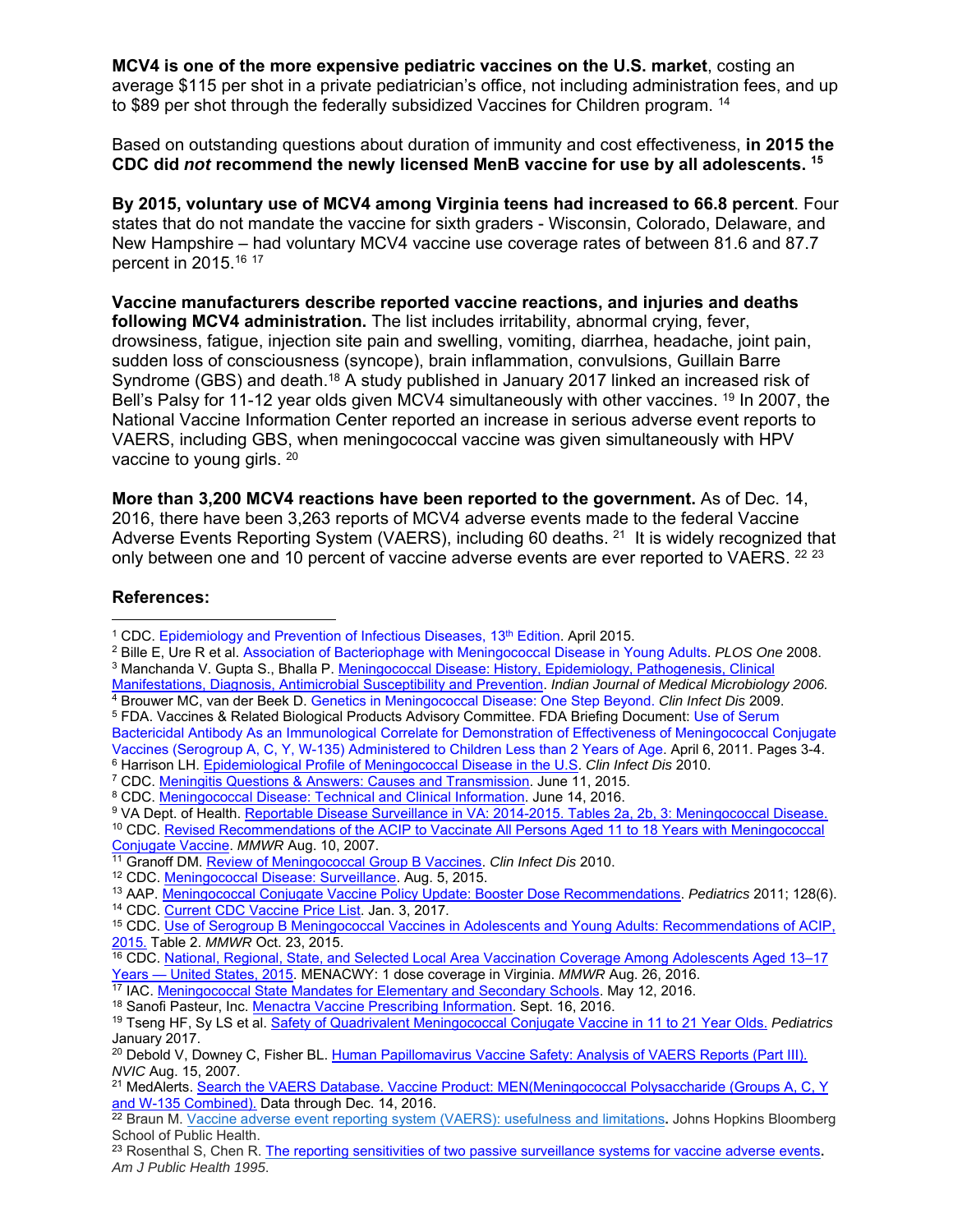**MCV4 is one of the more expensive pediatric vaccines on the U.S. market**, costing an average $115 per shot in a private pediatrician's office, not including administration fees, and up to $89 per shot through the federally subsidized Vaccines for Children program. [14]

Based on outstanding questions about duration of immunity and cost effectiveness, **in 2015 the CDC did *not* recommend the newly licensed MenB vaccine for use by all adolescents.** [15]

**By 2015, voluntary use of MCV4 among Virginia teens had increased to 66.8 percent**. Four states that do not mandate the vaccine for sixth graders - Wisconsin, Colorado, Delaware, and New Hampshire – had voluntary MCV4 vaccine use coverage rates of between 81.6 and 87.7 percent in 2015.[16] [17]

**Vaccine manufacturers describe reported vaccine reactions, and injuries and deaths following MCV4 administration.** The list includes irritability, abnormal crying, fever, drowsiness, fatigue, injection site pain and swelling, vomiting, diarrhea, headache, joint pain, sudden loss of consciousness (syncope), brain inflammation, convulsions, Guillain Barre Syndrome (GBS) and death.[18] A study published in January 2017 linked an increased risk of Bell's Palsy for 11-12 year olds given MCV4 simultaneously with other vaccines. [19] In 2007, the National Vaccine Information Center reported an increase in serious adverse event reports to VAERS, including GBS, when meningococcal vaccine was given simultaneously with HPV vaccine to young girls. [20]

**More than 3,200 MCV4 reactions have been reported to the government.** As of Dec. 14, 2016, there have been 3,263 reports of MCV4 adverse events made to the federal Vaccine Adverse Events Reporting System (VAERS), including 60 deaths. [21] It is widely recognized that only between one and 10 percent of vaccine adverse events are ever reported to VAERS. [22] [23]

**References:**

[1] CDC. Epidemiology and Prevention of Infectious Diseases, 13th Edition. April 2015.
[2] Bille E, Ure R et al. Association of Bacteriophage with Meningococcal Disease in Young Adults. *PLOS One* 2008.
[3] Manchanda V. Gupta S., Bhalla P. Meningococcal Disease: History, Epidemiology, Pathogenesis, Clinical Manifestations, Diagnosis, Antimicrobial Susceptibility and Prevention. *Indian Journal of Medical Microbiology 2006.*
[4] Brouwer MC, van der Beek D. Genetics in Meningococcal Disease: One Step Beyond. *Clin Infect Dis* 2009.
[5] FDA. Vaccines & Related Biological Products Advisory Committee. FDA Briefing Document: Use of Serum Bactericidal Antibody As an Immunological Correlate for Demonstration of Effectiveness of Meningococcal Conjugate Vaccines (Serogroup A, C, Y, W-135) Administered to Children Less than 2 Years of Age. April 6, 2011. Pages 3-4.
[6] Harrison LH. Epidemiological Profile of Meningococcal Disease in the U.S. *Clin Infect Dis* 2010.
[7] CDC. Meningitis Questions & Answers: Causes and Transmission. June 11, 2015.
[8] CDC. Meningococcal Disease: Technical and Clinical Information. June 14, 2016.
[9] VA Dept. of Health. Reportable Disease Surveillance in VA: 2014-2015. Tables 2a, 2b, 3: Meningococcal Disease.
[10] CDC. Revised Recommendations of the ACIP to Vaccinate All Persons Aged 11 to 18 Years with Meningococcal Conjugate Vaccine. *MMWR* Aug. 10, 2007.
[11] Granoff DM. Review of Meningococcal Group B Vaccines. *Clin Infect Dis* 2010.
[12] CDC. Meningococcal Disease: Surveillance. Aug. 5, 2015.
[13] AAP. Meningococcal Conjugate Vaccine Policy Update: Booster Dose Recommendations. *Pediatrics* 2011; 128(6).
[14] CDC. Current CDC Vaccine Price List. Jan. 3, 2017.
[15] CDC. Use of Serogroup B Meningococcal Vaccines in Adolescents and Young Adults: Recommendations of ACIP, 2015. Table 2. *MMWR* Oct. 23, 2015.
[16] CDC. National, Regional, State, and Selected Local Area Vaccination Coverage Among Adolescents Aged 13–17 Years — United States, 2015. MENACWY: 1 dose coverage in Virginia. *MMWR* Aug. 26, 2016.
[17] IAC. Meningococcal State Mandates for Elementary and Secondary Schools. May 12, 2016.
[18] Sanofi Pasteur, Inc. Menactra Vaccine Prescribing Information. Sept. 16, 2016.
[19] Tseng HF, Sy LS et al. Safety of Quadrivalent Meningococcal Conjugate Vaccine in 11 to 21 Year Olds. *Pediatrics* January 2017.
[20] Debold V, Downey C, Fisher BL. Human Papillomavirus Vaccine Safety: Analysis of VAERS Reports (Part III). *NVIC* Aug. 15, 2007.
[21] MedAlerts. Search the VAERS Database. Vaccine Product: MEN(Meningococcal Polysaccharide (Groups A, C, Y and W-135 Combined). Data through Dec. 14, 2016.
[22] Braun M. Vaccine adverse event reporting system (VAERS): usefulness and limitations**.** Johns Hopkins Bloomberg School of Public Health.
[23] Rosenthal S, Chen R. The reporting sensitivities of two passive surveillance systems for vaccine adverse events**.** *Am J Public Health 1995.*